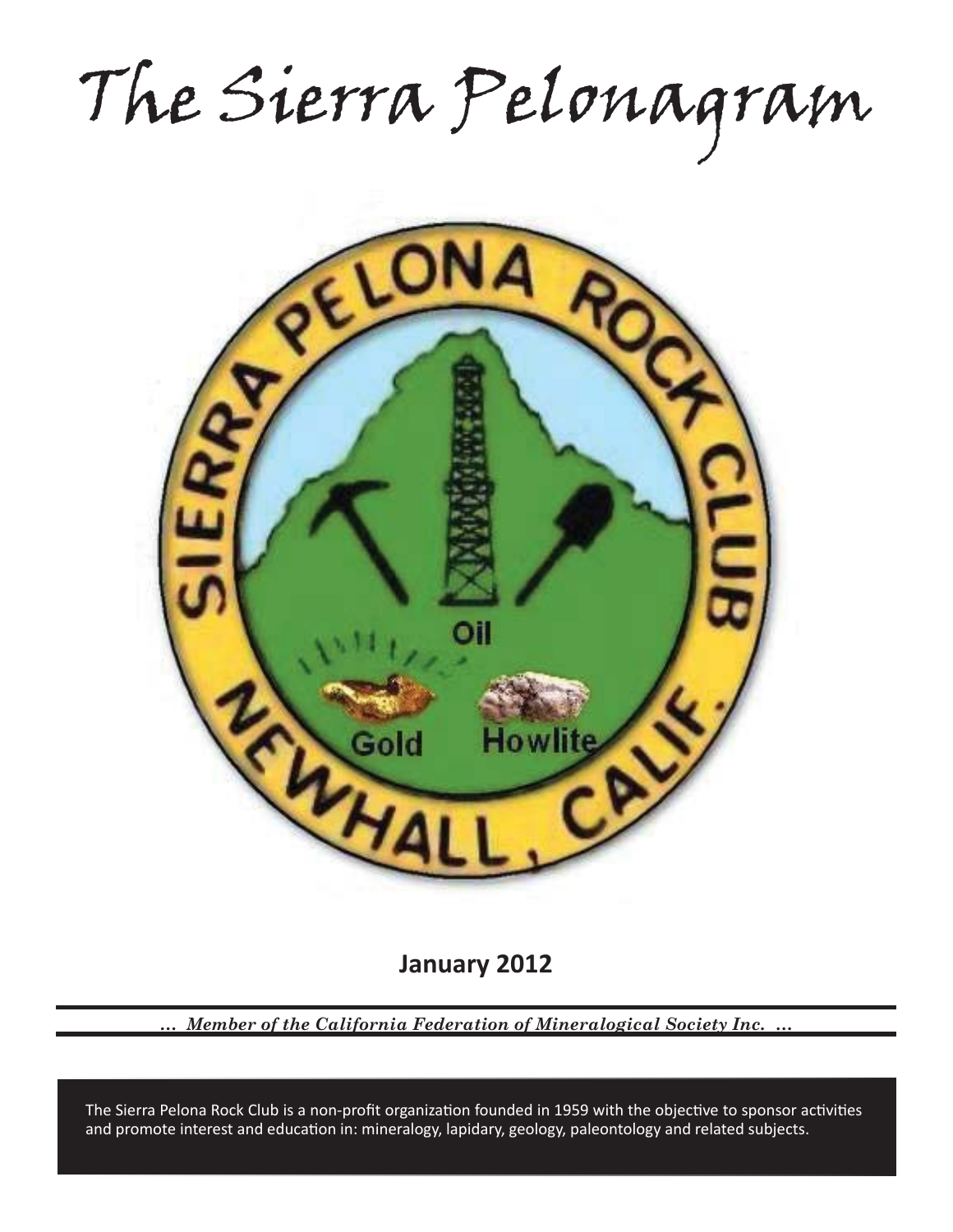# The Sierra Pelonagram

**January 2012**

*... Member of the California Federation of Mineralogical Society Inc. ...*

The Sierra Pelona Rock Club is a non-profit organization founded in 1959 with the objective to sponsor activities and promote interest and education in: mineralogy, lapidary, geology, paleontology and related subjects.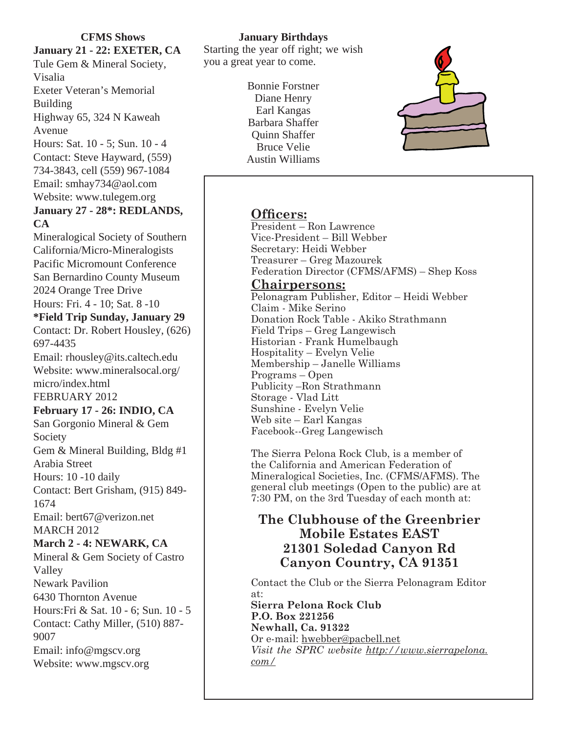## CFMS Shows

**January 21 - 22: EXETER, CA**
Tule Gem & Mineral Society, Visalia
Exeter Veteran's Memorial Building
Highway 65, 324 N Kaweah Avenue
Hours: Sat. 10 - 5; Sun. 10 - 4
Contact: Steve Hayward, (559) 734-3843, cell (559) 967-1084
Email: smhay734@aol.com
Website: www.tulegem.org

**January 27 - 28*: REDLANDS, CA**
Mineralogical Society of Southern California/Micro-Mineralogists
Pacific Micromount Conference
San Bernardino County Museum
2024 Orange Tree Drive
Hours: Fri. 4 - 10; Sat. 8 -10
**\*Field Trip Sunday, January 29**
Contact: Dr. Robert Housley, (626) 697-4435
Email: rhousley@its.caltech.edu
Website: www.mineralsocal.org/micro/index.html

FEBRUARY 2012

**February 17 - 26: INDIO, CA**
San Gorgonio Mineral & Gem Society
Gem & Mineral Building, Bldg #1
Arabia Street
Hours: 10 -10 daily
Contact: Bert Grisham, (915) 849-1674
Email: bert67@verizon.net

MARCH 2012

**March 2 - 4: NEWARK, CA**
Mineral & Gem Society of Castro Valley
Newark Pavilion
6430 Thornton Avenue
Hours:Fri & Sat. 10 - 6; Sun. 10 - 5
Contact: Cathy Miller, (510) 887-9007
Email: info@mgscv.org
Website: www.mgscv.org

## January Birthdays

Starting the year off right; we wish you a great year to come.

Bonnie Forstner
Diane Henry
Earl Kangas
Barbara Shaffer
Quinn Shaffer
Bruce Velie
Austin Williams

## Officers:

President – Ron Lawrence
Vice-President – Bill Webber
Secretary: Heidi Webber
Treasurer – Greg Mazourek
Federation Director (CFMS/AFMS) – Shep Koss

## Chairpersons:

Pelonagram Publisher, Editor – Heidi Webber
Claim - Mike Serino
Donation Rock Table - Akiko Strathmann
Field Trips – Greg Langewisch
Historian - Frank Humelbaugh
Hospitality – Evelyn Velie
Membership – Janelle Williams
Programs – Open
Publicity –Ron Strathmann
Storage - Vlad Litt
Sunshine - Evelyn Velie
Web site – Earl Kangas
Facebook--Greg Langewisch

The Sierra Pelona Rock Club, is a member of the California and American Federation of Mineralogical Societies, Inc. (CFMS/AFMS). The general club meetings (Open to the public) are at 7:30 PM, on the 3rd Tuesday of each month at:

**The Clubhouse of the Greenbrier Mobile Estates EAST**
**21301 Soledad Canyon Rd**
**Canyon Country, CA 91351**

Contact the Club or the Sierra Pelonagram Editor at:
**Sierra Pelona Rock Club**
**P.O. Box 221256**
**Newhall, Ca. 91322**
Or e-mail: hwebber@pacbell.net
*Visit the SPRC website http://www.sierrapelona.com/*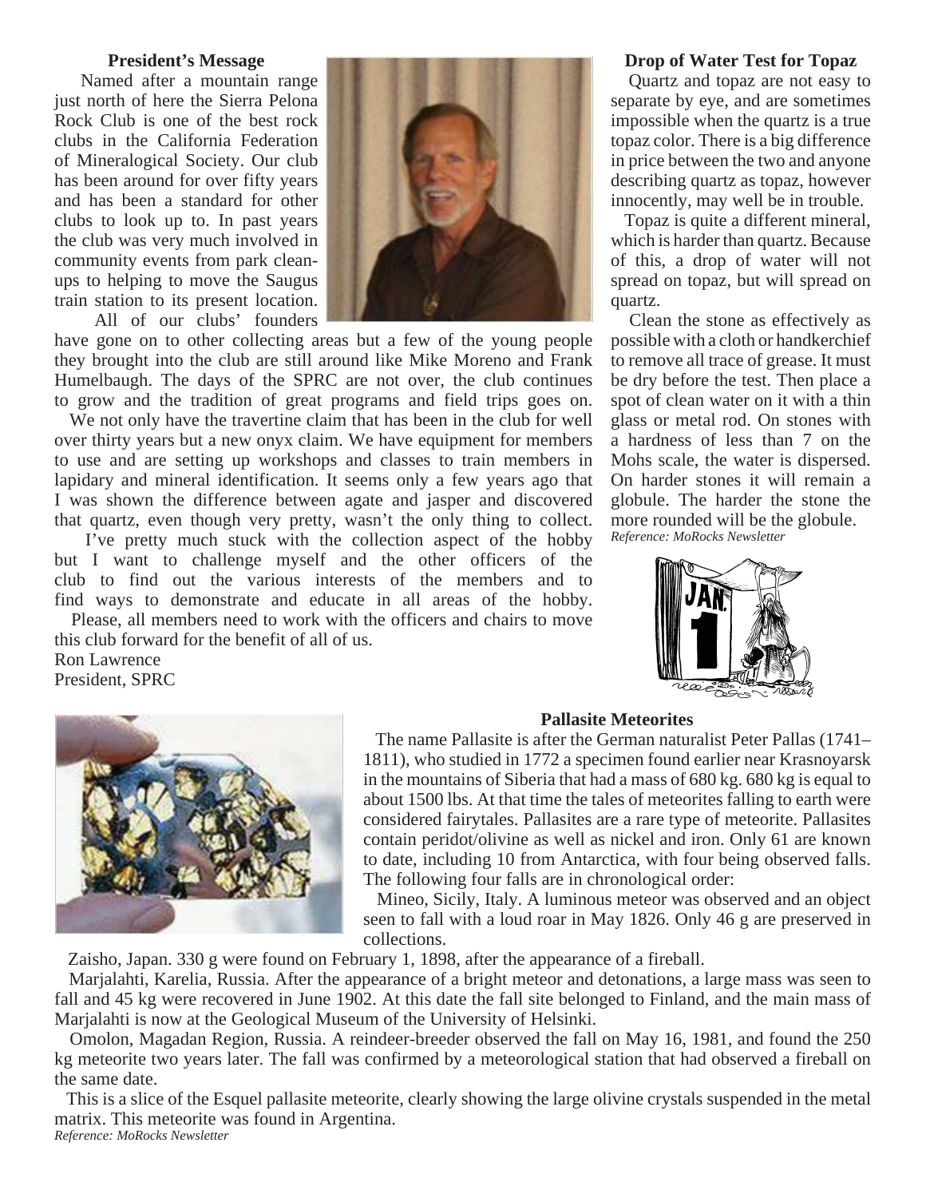### President's Message

Named after a mountain range just north of here the Sierra Pelona Rock Club is one of the best rock clubs in the California Federation of Mineralogical Society. Our club has been around for over fifty years and has been a standard for other clubs to look up to. In past years the club was very much involved in community events from park clean-ups to helping to move the Saugus train station to its present location.

All of our clubs' founders have gone on to other collecting areas but a few of the young people they brought into the club are still around like Mike Moreno and Frank Humelbaugh. The days of the SPRC are not over, the club continues to grow and the tradition of great programs and field trips goes on.

We not only have the travertine claim that has been in the club for well over thirty years but a new onyx claim. We have equipment for members to use and are setting up workshops and classes to train members in lapidary and mineral identification. It seems only a few years ago that I was shown the difference between agate and jasper and discovered that quartz, even though very pretty, wasn't the only thing to collect.

I've pretty much stuck with the collection aspect of the hobby but I want to challenge myself and the other officers of the club to find out the various interests of the members and to find ways to demonstrate and educate in all areas of the hobby.

Please, all members need to work with the officers and chairs to move this club forward for the benefit of all of us.

Ron Lawrence
President, SPRC

### Drop of Water Test for Topaz

Quartz and topaz are not easy to separate by eye, and are sometimes impossible when the quartz is a true topaz color. There is a big difference in price between the two and anyone describing quartz as topaz, however innocently, may well be in trouble.

Topaz is quite a different mineral, which is harder than quartz. Because of this, a drop of water will not spread on topaz, but will spread on quartz.

Clean the stone as effectively as possible with a cloth or handkerchief to remove all trace of grease. It must be dry before the test. Then place a spot of clean water on it with a thin glass or metal rod. On stones with a hardness of less than 7 on the Mohs scale, the water is dispersed. On harder stones it will remain a globule. The harder the stone the more rounded will be the globule.

*Reference: MoRocks Newsletter*

### Pallasite Meteorites

The name Pallasite is after the German naturalist Peter Pallas (1741–1811), who studied in 1772 a specimen found earlier near Krasnoyarsk in the mountains of Siberia that had a mass of 680 kg. 680 kg is equal to about 1500 lbs. At that time the tales of meteorites falling to earth were considered fairytales. Pallasites are a rare type of meteorite. Pallasites contain peridot/olivine as well as nickel and iron. Only 61 are known to date, including 10 from Antarctica, with four being observed falls. The following four falls are in chronological order:

Mineo, Sicily, Italy. A luminous meteor was observed and an object seen to fall with a loud roar in May 1826. Only 46 g are preserved in collections.

Zaisho, Japan. 330 g were found on February 1, 1898, after the appearance of a fireball.

Marjalahti, Karelia, Russia. After the appearance of a bright meteor and detonations, a large mass was seen to fall and 45 kg were recovered in June 1902. At this date the fall site belonged to Finland, and the main mass of Marjalahti is now at the Geological Museum of the University of Helsinki.

Omolon, Magadan Region, Russia. A reindeer-breeder observed the fall on May 16, 1981, and found the 250 kg meteorite two years later. The fall was confirmed by a meteorological station that had observed a fireball on the same date.

This is a slice of the Esquel pallasite meteorite, clearly showing the large olivine crystals suspended in the metal matrix. This meteorite was found in Argentina.

*Reference: MoRocks Newsletter*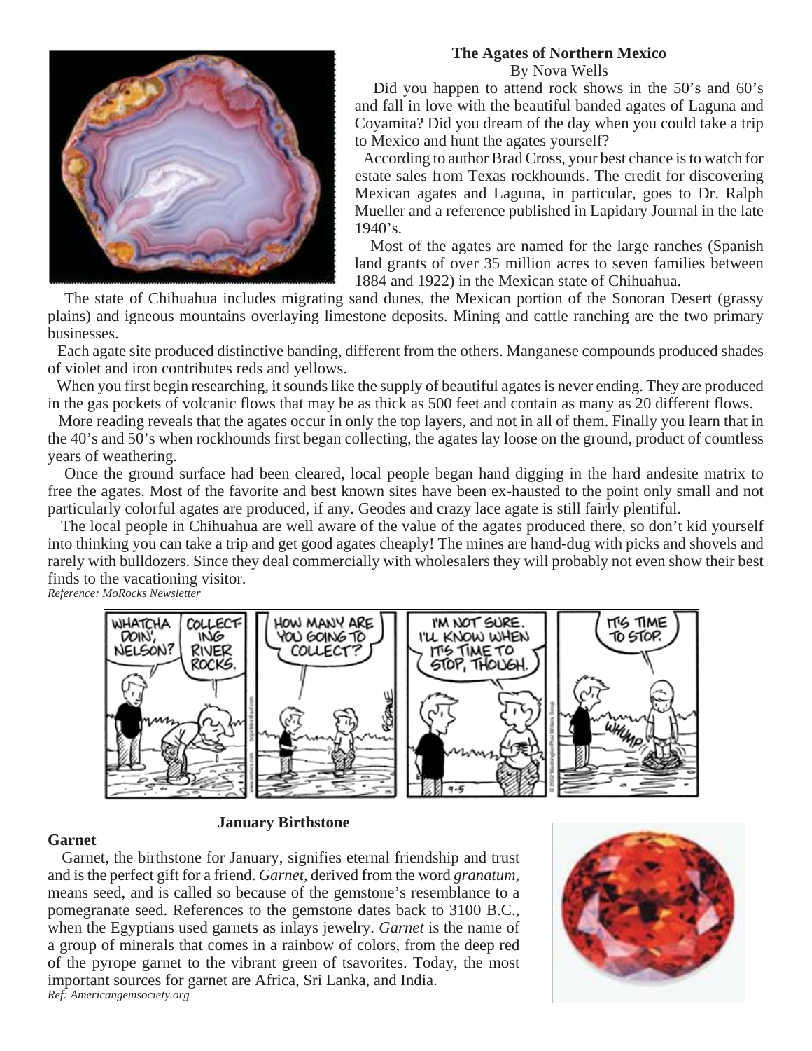## The Agates of Northern Mexico

By Nova Wells

Did you happen to attend rock shows in the 50's and 60's and fall in love with the beautiful banded agates of Laguna and Coyamita? Did you dream of the day when you could take a trip to Mexico and hunt the agates yourself?

According to author Brad Cross, your best chance is to watch for estate sales from Texas rockhounds. The credit for discovering Mexican agates and Laguna, in particular, goes to Dr. Ralph Mueller and a reference published in Lapidary Journal in the late 1940's.

Most of the agates are named for the large ranches (Spanish land grants of over 35 million acres to seven families between 1884 and 1922) in the Mexican state of Chihuahua.

The state of Chihuahua includes migrating sand dunes, the Mexican portion of the Sonoran Desert (grassy plains) and igneous mountains overlaying limestone deposits. Mining and cattle ranching are the two primary businesses.

Each agate site produced distinctive banding, different from the others. Manganese compounds produced shades of violet and iron contributes reds and yellows.

When you first begin researching, it sounds like the supply of beautiful agates is never ending. They are produced in the gas pockets of volcanic flows that may be as thick as 500 feet and contain as many as 20 different flows.

More reading reveals that the agates occur in only the top layers, and not in all of them. Finally you learn that in the 40's and 50's when rockhounds first began collecting, the agates lay loose on the ground, product of countless years of weathering.

Once the ground surface had been cleared, local people began hand digging in the hard andesite matrix to free the agates. Most of the favorite and best known sites have been ex-hausted to the point only small and not particularly colorful agates are produced, if any. Geodes and crazy lace agate is still fairly plentiful.

The local people in Chihuahua are well aware of the value of the agates produced there, so don't kid yourself into thinking you can take a trip and get good agates cheaply! The mines are hand-dug with picks and shovels and rarely with bulldozers. Since they deal commercially with wholesalers they will probably not even show their best finds to the vacationing visitor.

*Reference: MoRocks Newsletter*

## January Birthstone

**Garnet**

Garnet, the birthstone for January, signifies eternal friendship and trust and is the perfect gift for a friend. *Garnet*, derived from the word *granatum*, means seed, and is called so because of the gemstone's resemblance to a pomegranate seed. References to the gemstone dates back to 3100 B.C., when the Egyptians used garnets as inlays jewelry. *Garnet* is the name of a group of minerals that comes in a rainbow of colors, from the deep red of the pyrope garnet to the vibrant green of tsavorites. Today, the most important sources for garnet are Africa, Sri Lanka, and India.

*Ref: Americangemsociety.org*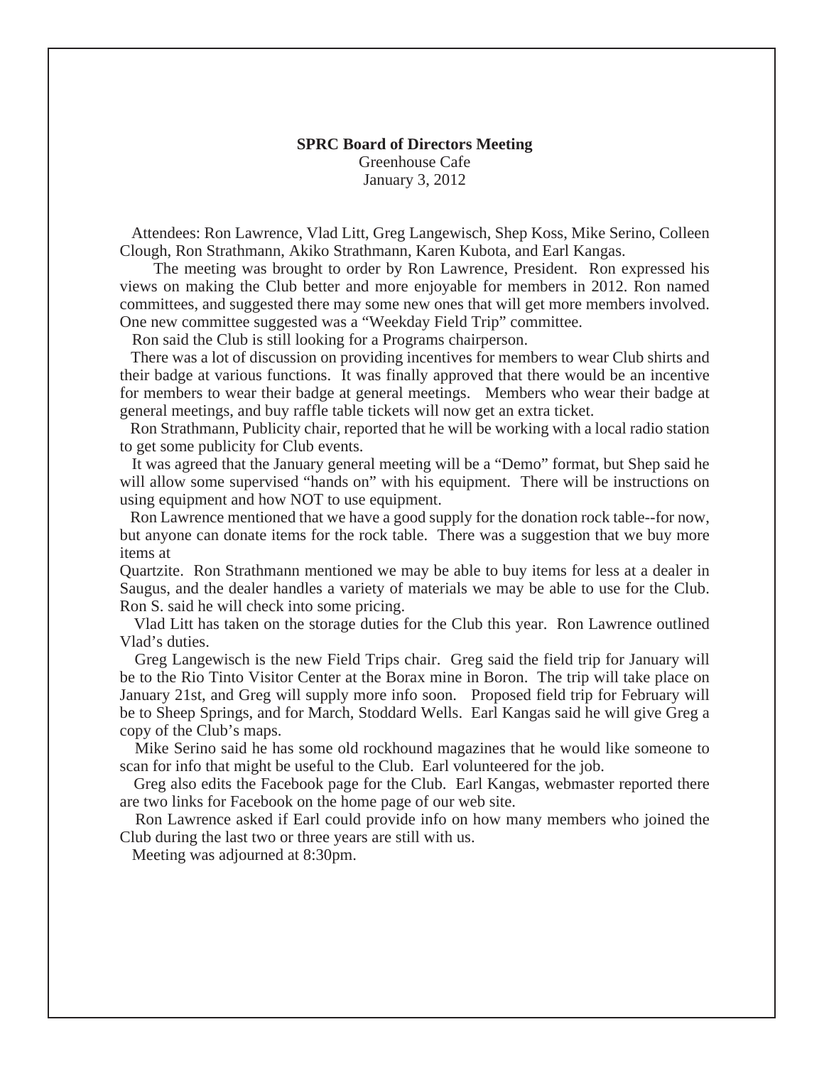**SPRC Board of Directors Meeting**

Greenhouse Cafe

January 3, 2012

Attendees: Ron Lawrence, Vlad Litt, Greg Langewisch, Shep Koss, Mike Serino, Colleen Clough, Ron Strathmann, Akiko Strathmann, Karen Kubota, and Earl Kangas.

The meeting was brought to order by Ron Lawrence, President. Ron expressed his views on making the Club better and more enjoyable for members in 2012. Ron named committees, and suggested there may some new ones that will get more members involved. One new committee suggested was a "Weekday Field Trip" committee.

Ron said the Club is still looking for a Programs chairperson.

There was a lot of discussion on providing incentives for members to wear Club shirts and their badge at various functions. It was finally approved that there would be an incentive for members to wear their badge at general meetings. Members who wear their badge at general meetings, and buy raffle table tickets will now get an extra ticket.

Ron Strathmann, Publicity chair, reported that he will be working with a local radio station to get some publicity for Club events.

It was agreed that the January general meeting will be a "Demo" format, but Shep said he will allow some supervised "hands on" with his equipment. There will be instructions on using equipment and how NOT to use equipment.

Ron Lawrence mentioned that we have a good supply for the donation rock table--for now, but anyone can donate items for the rock table. There was a suggestion that we buy more items at

Quartzite. Ron Strathmann mentioned we may be able to buy items for less at a dealer in Saugus, and the dealer handles a variety of materials we may be able to use for the Club. Ron S. said he will check into some pricing.

Vlad Litt has taken on the storage duties for the Club this year. Ron Lawrence outlined Vlad's duties.

Greg Langewisch is the new Field Trips chair. Greg said the field trip for January will be to the Rio Tinto Visitor Center at the Borax mine in Boron. The trip will take place on January 21st, and Greg will supply more info soon. Proposed field trip for February will be to Sheep Springs, and for March, Stoddard Wells. Earl Kangas said he will give Greg a copy of the Club's maps.

Mike Serino said he has some old rockhound magazines that he would like someone to scan for info that might be useful to the Club. Earl volunteered for the job.

Greg also edits the Facebook page for the Club. Earl Kangas, webmaster reported there are two links for Facebook on the home page of our web site.

Ron Lawrence asked if Earl could provide info on how many members who joined the Club during the last two or three years are still with us.

Meeting was adjourned at 8:30pm.